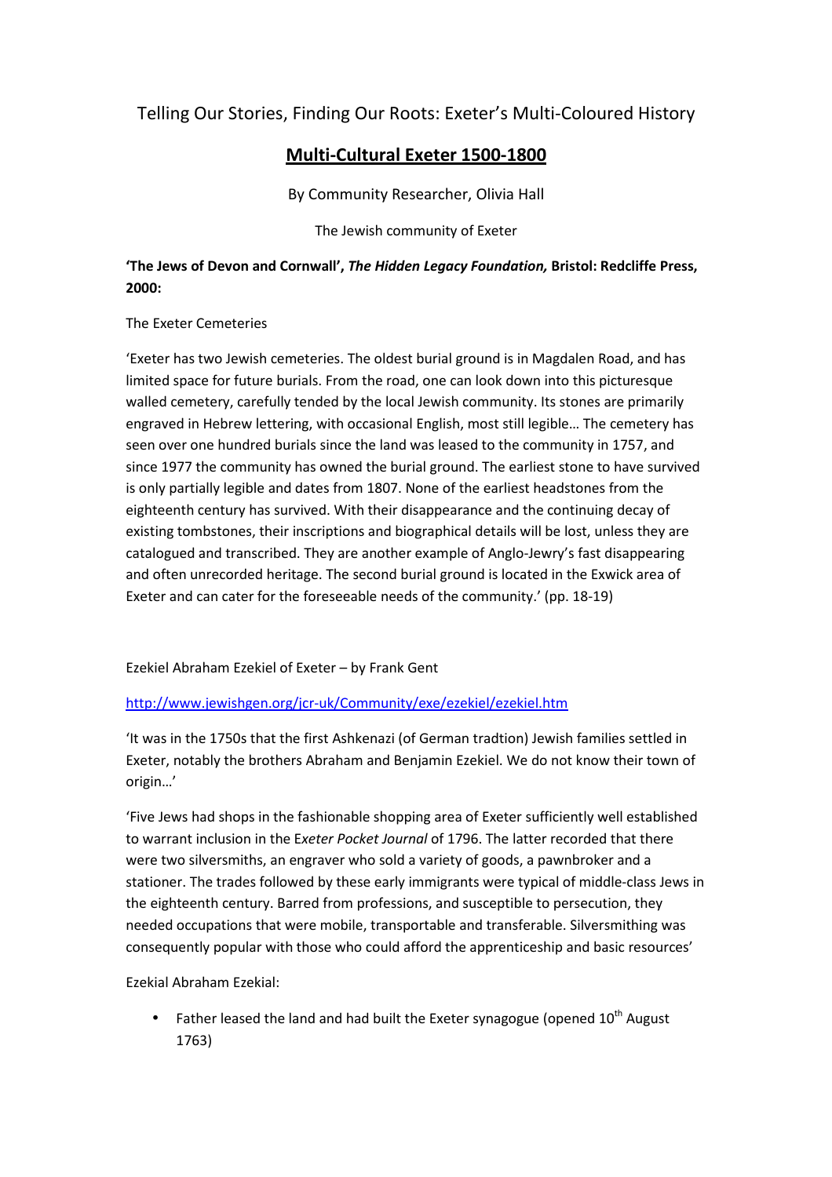Telling Our Stories, Finding Our Roots: Exeter's Multi-Coloured History

# Multi-Cultural Exeter 1500-1800

By Community Researcher, Olivia Hall

The Jewish community of Exeter

**'The Jews of Devon and Cornwall', *The Hidden Legacy Foundation,* Bristol: Redcliffe Press, 2000:**

The Exeter Cemeteries

'Exeter has two Jewish cemeteries. The oldest burial ground is in Magdalen Road, and has limited space for future burials. From the road, one can look down into this picturesque walled cemetery, carefully tended by the local Jewish community. Its stones are primarily engraved in Hebrew lettering, with occasional English, most still legible… The cemetery has seen over one hundred burials since the land was leased to the community in 1757, and since 1977 the community has owned the burial ground. The earliest stone to have survived is only partially legible and dates from 1807. None of the earliest headstones from the eighteenth century has survived. With their disappearance and the continuing decay of existing tombstones, their inscriptions and biographical details will be lost, unless they are catalogued and transcribed. They are another example of Anglo-Jewry's fast disappearing and often unrecorded heritage. The second burial ground is located in the Exwick area of Exeter and can cater for the foreseeable needs of the community.' (pp. 18-19)

Ezekiel Abraham Ezekiel of Exeter – by Frank Gent

http://www.jewishgen.org/jcr-uk/Community/exe/ezekiel/ezekiel.htm

'It was in the 1750s that the first Ashkenazi (of German tradtion) Jewish families settled in Exeter, notably the brothers Abraham and Benjamin Ezekiel. We do not know their town of origin…'

'Five Jews had shops in the fashionable shopping area of Exeter sufficiently well established to warrant inclusion in the E*xeter Pocket Journal* of 1796. The latter recorded that there were two silversmiths, an engraver who sold a variety of goods, a pawnbroker and a stationer. The trades followed by these early immigrants were typical of middle-class Jews in the eighteenth century. Barred from professions, and susceptible to persecution, they needed occupations that were mobile, transportable and transferable. Silversmithing was consequently popular with those who could afford the apprenticeship and basic resources'

Ezekial Abraham Ezekial:

- Father leased the land and had built the Exeter synagogue (opened 10th August 1763)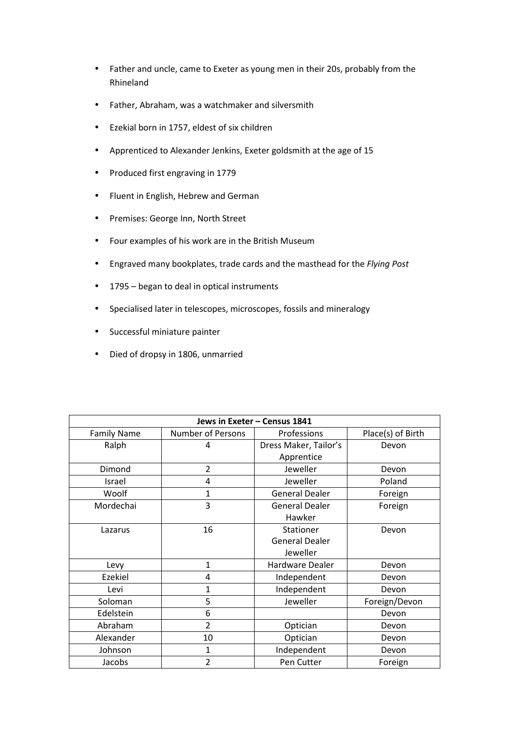- Father and uncle, came to Exeter as young men in their 20s, probably from the Rhineland
- Father, Abraham, was a watchmaker and silversmith
- Ezekial born in 1757, eldest of six children
- Apprenticed to Alexander Jenkins, Exeter goldsmith at the age of 15
- Produced first engraving in 1779
- Fluent in English, Hebrew and German
- Premises: George Inn, North Street
- Four examples of his work are in the British Museum
- Engraved many bookplates, trade cards and the masthead for the *Flying Post*
- 1795 – began to deal in optical instruments
- Specialised later in telescopes, microscopes, fossils and mineralogy
- Successful miniature painter
- Died of dropsy in 1806, unmarried

| **Jews in Exeter – Census 1841** | | | |
|---|---|---|---|
| Family Name | Number of Persons | Professions | Place(s) of Birth |
| Ralph | 4 | Dress Maker, Tailor's Apprentice | Devon |
| Dimond | 2 | Jeweller | Devon |
| Israel | 4 | Jeweller | Poland |
| Woolf | 1 | General Dealer | Foreign |
| Mordechai | 3 | General Dealer Hawker | Foreign |
| Lazarus | 16 | Stationer General Dealer Jeweller | Devon |
| Levy | 1 | Hardware Dealer | Devon |
| Ezekiel | 4 | Independent | Devon |
| Levi | 1 | Independent | Devon |
| Soloman | 5 | Jeweller | Foreign/Devon |
| Edelstein | 6 | | Devon |
| Abraham | 2 | Optician | Devon |
| Alexander | 10 | Optician | Devon |
| Johnson | 1 | Independent | Devon |
| Jacobs | 2 | Pen Cutter | Foreign |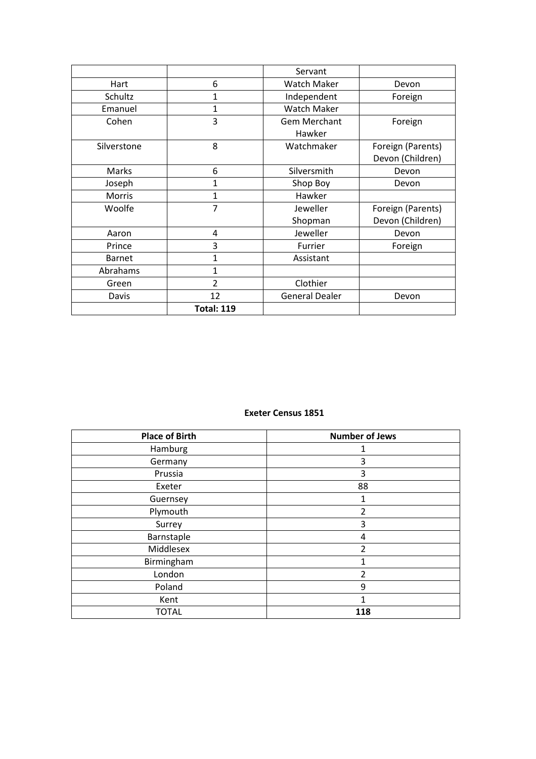| | | | |
|---|---|---|---|
| | | Servant | |
| Hart | 6 | Watch Maker | Devon |
| Schultz | 1 | Independent | Foreign |
| Emanuel | 1 | Watch Maker | |
| Cohen | 3 | Gem Merchant Hawker | Foreign |
| Silverstone | 8 | Watchmaker | Foreign (Parents) Devon (Children) |
| Marks | 6 | Silversmith | Devon |
| Joseph | 1 | Shop Boy | Devon |
| Morris | 1 | Hawker | |
| Woolfe | 7 | Jeweller Shopman | Foreign (Parents) Devon (Children) |
| Aaron | 4 | Jeweller | Devon |
| Prince | 3 | Furrier | Foreign |
| Barnet | 1 | Assistant | |
| Abrahams | 1 | | |
| Green | 2 | Clothier | |
| Davis | 12 | General Dealer | Devon |
| | **Total: 119** | | |

**Exeter Census 1851**

| Place of Birth | Number of Jews |
|---|---|
| Hamburg | 1 |
| Germany | 3 |
| Prussia | 3 |
| Exeter | 88 |
| Guernsey | 1 |
| Plymouth | 2 |
| Surrey | 3 |
| Barnstaple | 4 |
| Middlesex | 2 |
| Birmingham | 1 |
| London | 2 |
| Poland | 9 |
| Kent | 1 |
| TOTAL | **118** |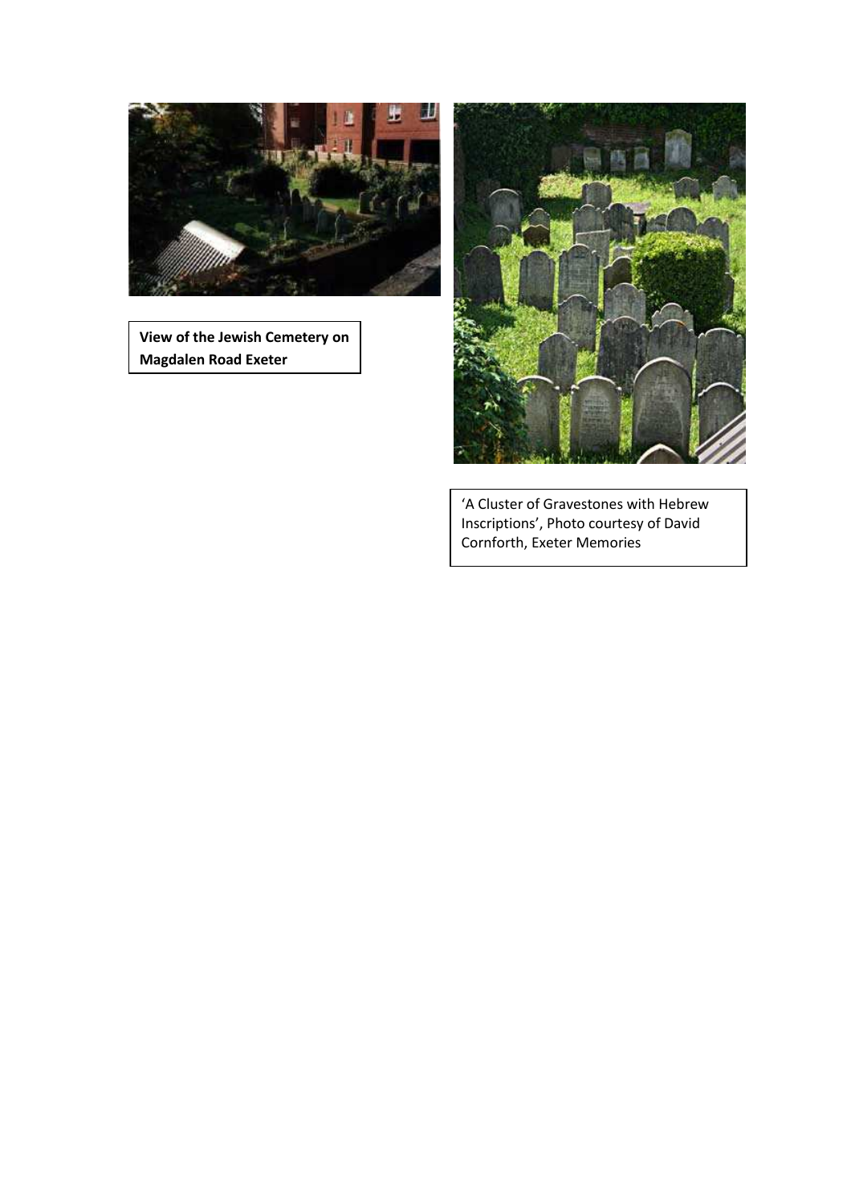**View of the Jewish Cemetery on Magdalen Road Exeter**

'A Cluster of Gravestones with Hebrew Inscriptions', Photo courtesy of David Cornforth, Exeter Memories